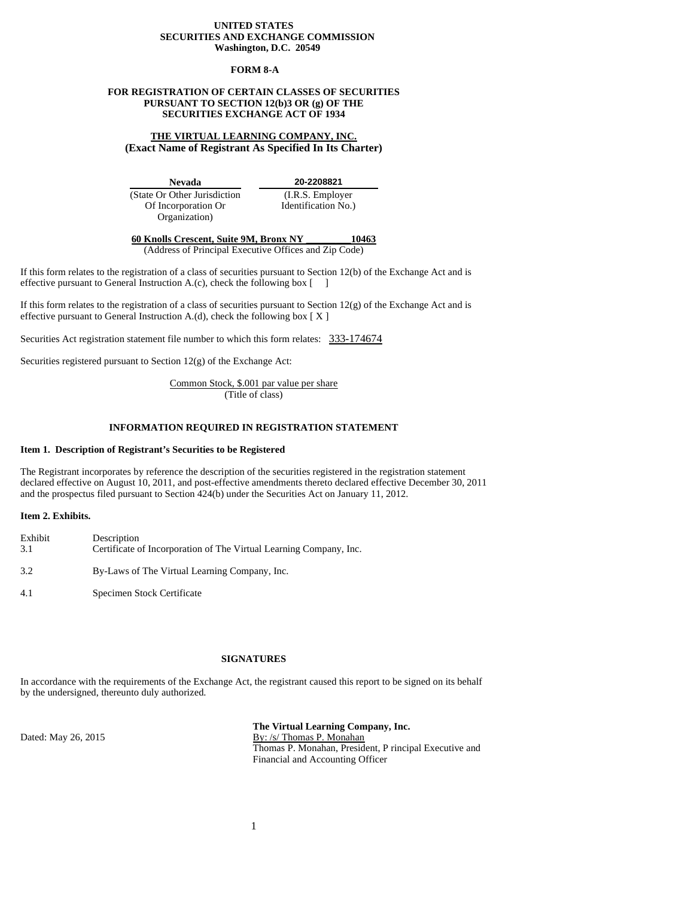**UNITED STATES**
**SECURITIES AND EXCHANGE COMMISSION**
**Washington, D.C. 20549**

**FORM 8-A**

**FOR REGISTRATION OF CERTAIN CLASSES OF SECURITIES PURSUANT TO SECTION 12(b)3 OR (g) OF THE SECURITIES EXCHANGE ACT OF 1934**

**THE VIRTUAL LEARNING COMPANY, INC.**
**(Exact Name of Registrant As Specified In Its Charter)**

| **Nevada** | **20-2208821** |
|---|---|
| (State Or Other Jurisdiction Of Incorporation Or Organization) | (I.R.S. Employer Identification No.) |

**60 Knolls Crescent, Suite 9M, Bronx NY _________ 10463**
(Address of Principal Executive Offices and Zip Code)

If this form relates to the registration of a class of securities pursuant to Section 12(b) of the Exchange Act and is effective pursuant to General Instruction A.(c), check the following box [ ]

If this form relates to the registration of a class of securities pursuant to Section 12(g) of the Exchange Act and is effective pursuant to General Instruction A.(d), check the following box [ X ]

Securities Act registration statement file number to which this form relates: 333-174674

Securities registered pursuant to Section 12(g) of the Exchange Act:

Common Stock, $.001 par value per share
(Title of class)

**INFORMATION REQUIRED IN REGISTRATION STATEMENT**

**Item 1. Description of Registrant's Securities to be Registered**

The Registrant incorporates by reference the description of the securities registered in the registration statement declared effective on August 10, 2011, and post-effective amendments thereto declared effective December 30, 2011 and the prospectus filed pursuant to Section 424(b) under the Securities Act on January 11, 2012.

**Item 2. Exhibits.**

| Exhibit | Description |
|---|---|
| 3.1 | Certificate of Incorporation of The Virtual Learning Company, Inc. |
| 3.2 | By-Laws of The Virtual Learning Company, Inc. |
| 4.1 | Specimen Stock Certificate |

**SIGNATURES**

In accordance with the requirements of the Exchange Act, the registrant caused this report to be signed on its behalf by the undersigned, thereunto duly authorized.

Dated: May 26, 2015

**The Virtual Learning Company, Inc.**
By: /s/ Thomas P. Monahan
Thomas P. Monahan, President, P rincipal Executive and Financial and Accounting Officer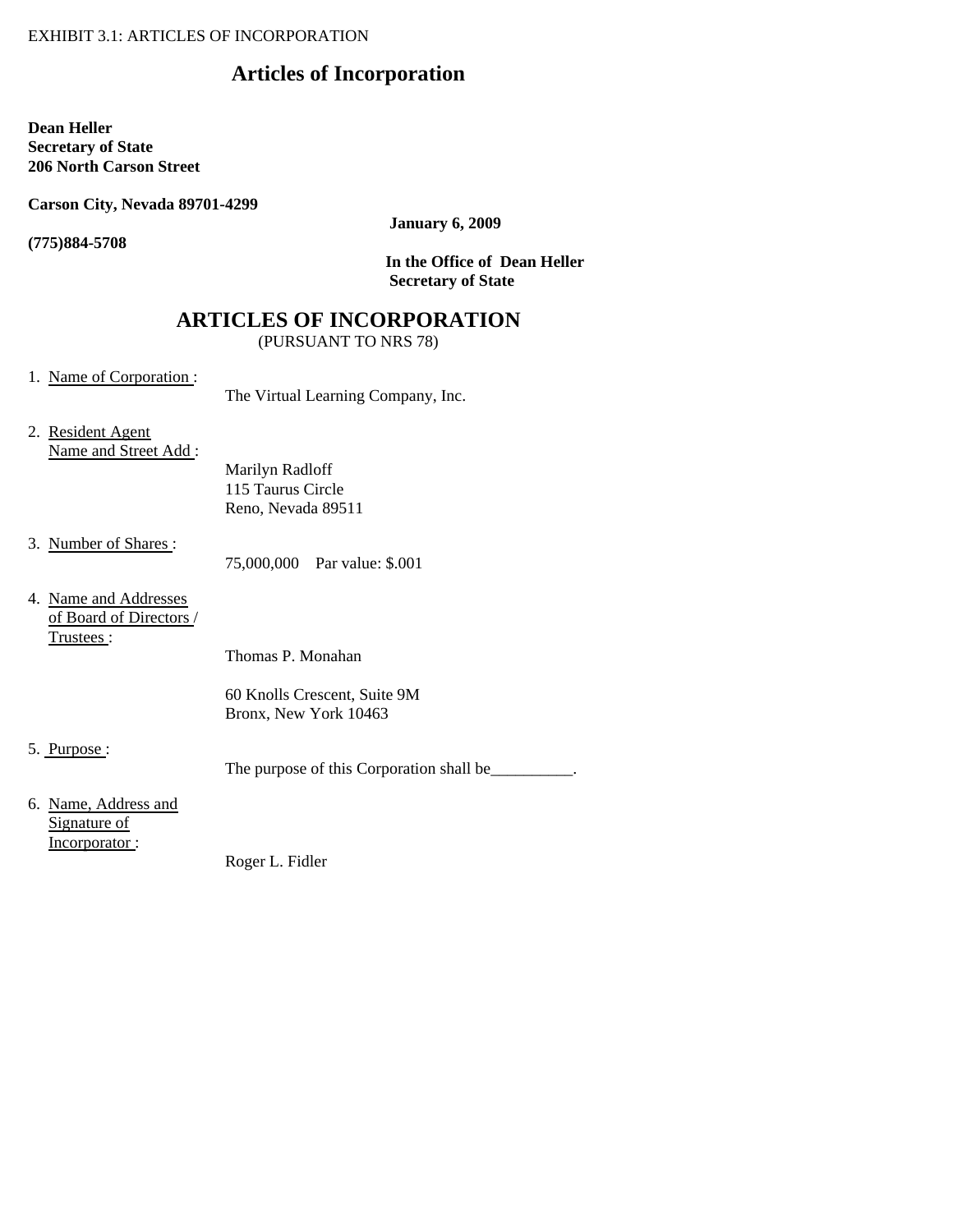EXHIBIT 3.1: ARTICLES OF INCORPORATION

# Articles of Incorporation

**Dean Heller**
**Secretary of State**
**206 North Carson Street**

**Carson City, Nevada 89701-4299**

**(775)884-5708**

**January 6, 2009**

**In the Office of Dean Heller**
**Secretary of State**

## ARTICLES OF INCORPORATION

(PURSUANT TO NRS 78)

1. Name of Corporation :

   The Virtual Learning Company, Inc.

2. Resident Agent Name and Street Add :

   Marilyn Radloff
   115 Taurus Circle
   Reno, Nevada 89511

3. Number of Shares :

   75,000,000 Par value: $.001

4. Name and Addresses of Board of Directors / Trustees :

   Thomas P. Monahan

   60 Knolls Crescent, Suite 9M
   Bronx, New York 10463

5. Purpose :

   The purpose of this Corporation shall be__________.

6. Name, Address and Signature of Incorporator :

   Roger L. Fidler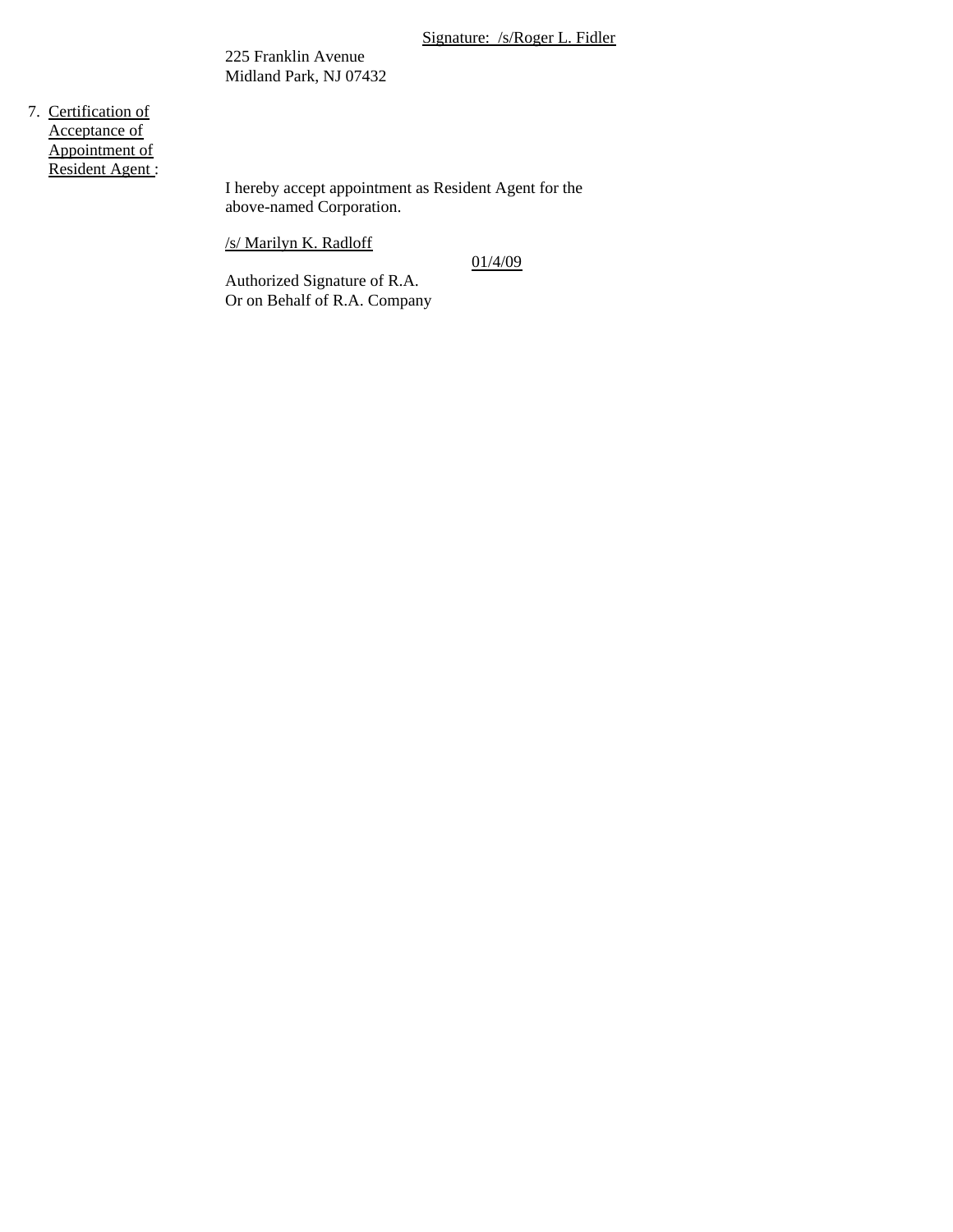Signature: /s/Roger L. Fidler

225 Franklin Avenue
Midland Park, NJ 07432

7. Certification of Acceptance of Appointment of Resident Agent :

I hereby accept appointment as Resident Agent for the above-named Corporation.

/s/ Marilyn K. Radloff

01/4/09

Authorized Signature of R.A.
Or on Behalf of R.A. Company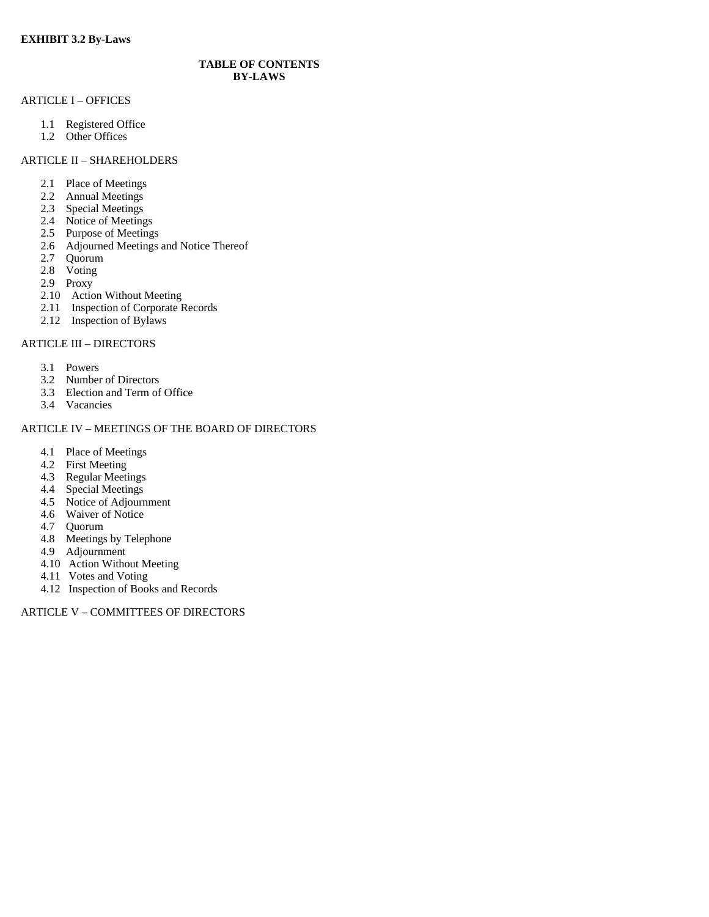**EXHIBIT 3.2 By-Laws**

**TABLE OF CONTENTS**
**BY-LAWS**

ARTICLE I – OFFICES

- 1.1 Registered Office
- 1.2 Other Offices

ARTICLE II – SHAREHOLDERS

- 2.1 Place of Meetings
- 2.2 Annual Meetings
- 2.3 Special Meetings
- 2.4 Notice of Meetings
- 2.5 Purpose of Meetings
- 2.6 Adjourned Meetings and Notice Thereof
- 2.7 Quorum
- 2.8 Voting
- 2.9 Proxy
- 2.10 Action Without Meeting
- 2.11 Inspection of Corporate Records
- 2.12 Inspection of Bylaws

ARTICLE III – DIRECTORS

- 3.1 Powers
- 3.2 Number of Directors
- 3.3 Election and Term of Office
- 3.4 Vacancies

ARTICLE IV – MEETINGS OF THE BOARD OF DIRECTORS

- 4.1 Place of Meetings
- 4.2 First Meeting
- 4.3 Regular Meetings
- 4.4 Special Meetings
- 4.5 Notice of Adjournment
- 4.6 Waiver of Notice
- 4.7 Quorum
- 4.8 Meetings by Telephone
- 4.9 Adjournment
- 4.10 Action Without Meeting
- 4.11 Votes and Voting
- 4.12 Inspection of Books and Records

ARTICLE V – COMMITTEES OF DIRECTORS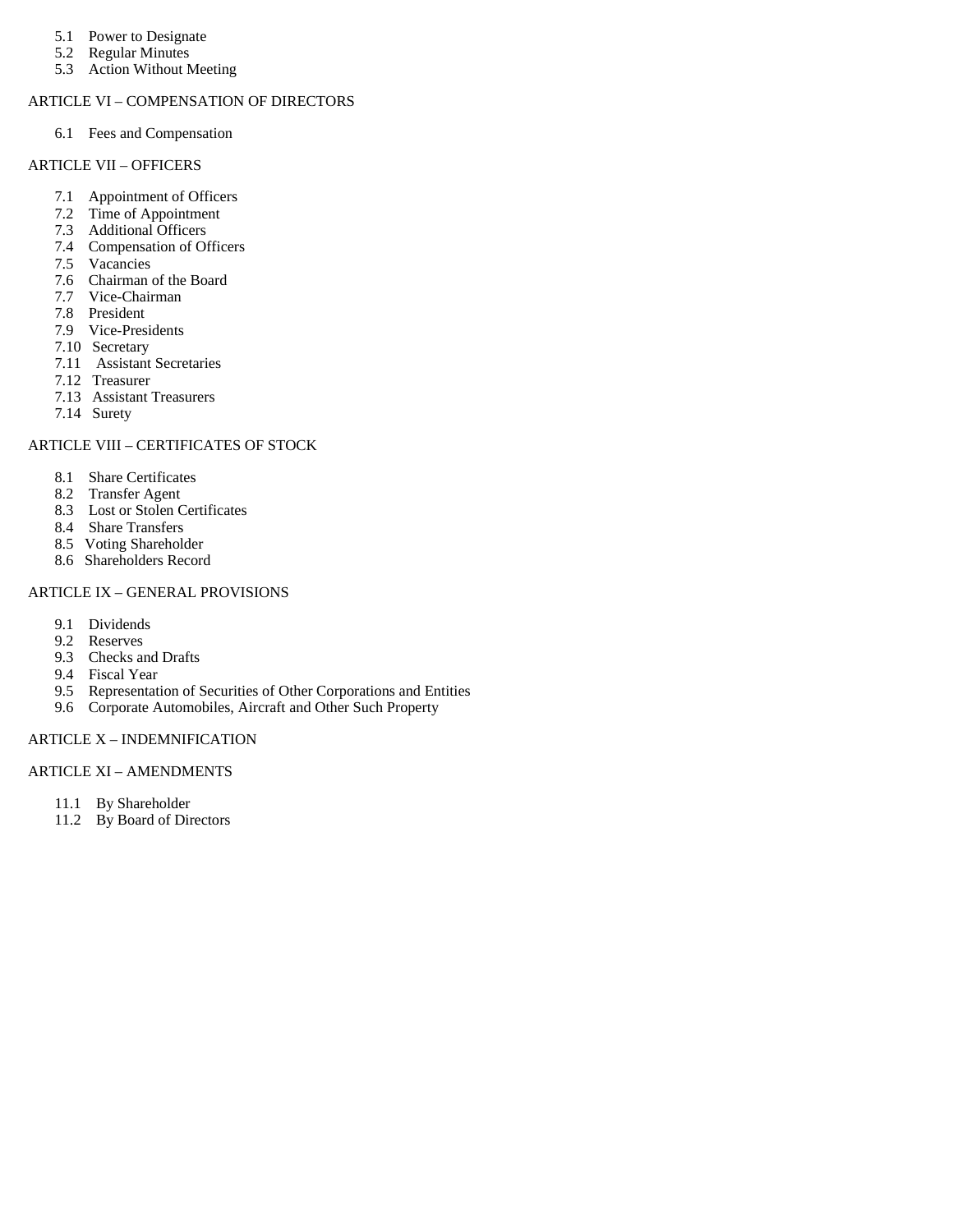- 5.1 Power to Designate
- 5.2 Regular Minutes
- 5.3 Action Without Meeting

ARTICLE VI – COMPENSATION OF DIRECTORS

- 6.1 Fees and Compensation

ARTICLE VII – OFFICERS

- 7.1 Appointment of Officers
- 7.2 Time of Appointment
- 7.3 Additional Officers
- 7.4 Compensation of Officers
- 7.5 Vacancies
- 7.6 Chairman of the Board
- 7.7 Vice-Chairman
- 7.8 President
- 7.9 Vice-Presidents
- 7.10 Secretary
- 7.11 Assistant Secretaries
- 7.12 Treasurer
- 7.13 Assistant Treasurers
- 7.14 Surety

ARTICLE VIII – CERTIFICATES OF STOCK

- 8.1 Share Certificates
- 8.2 Transfer Agent
- 8.3 Lost or Stolen Certificates
- 8.4 Share Transfers
- 8.5 Voting Shareholder
- 8.6 Shareholders Record

ARTICLE IX – GENERAL PROVISIONS

- 9.1 Dividends
- 9.2 Reserves
- 9.3 Checks and Drafts
- 9.4 Fiscal Year
- 9.5 Representation of Securities of Other Corporations and Entities
- 9.6 Corporate Automobiles, Aircraft and Other Such Property

ARTICLE X – INDEMNIFICATION

ARTICLE XI – AMENDMENTS

- 11.1 By Shareholder
- 11.2 By Board of Directors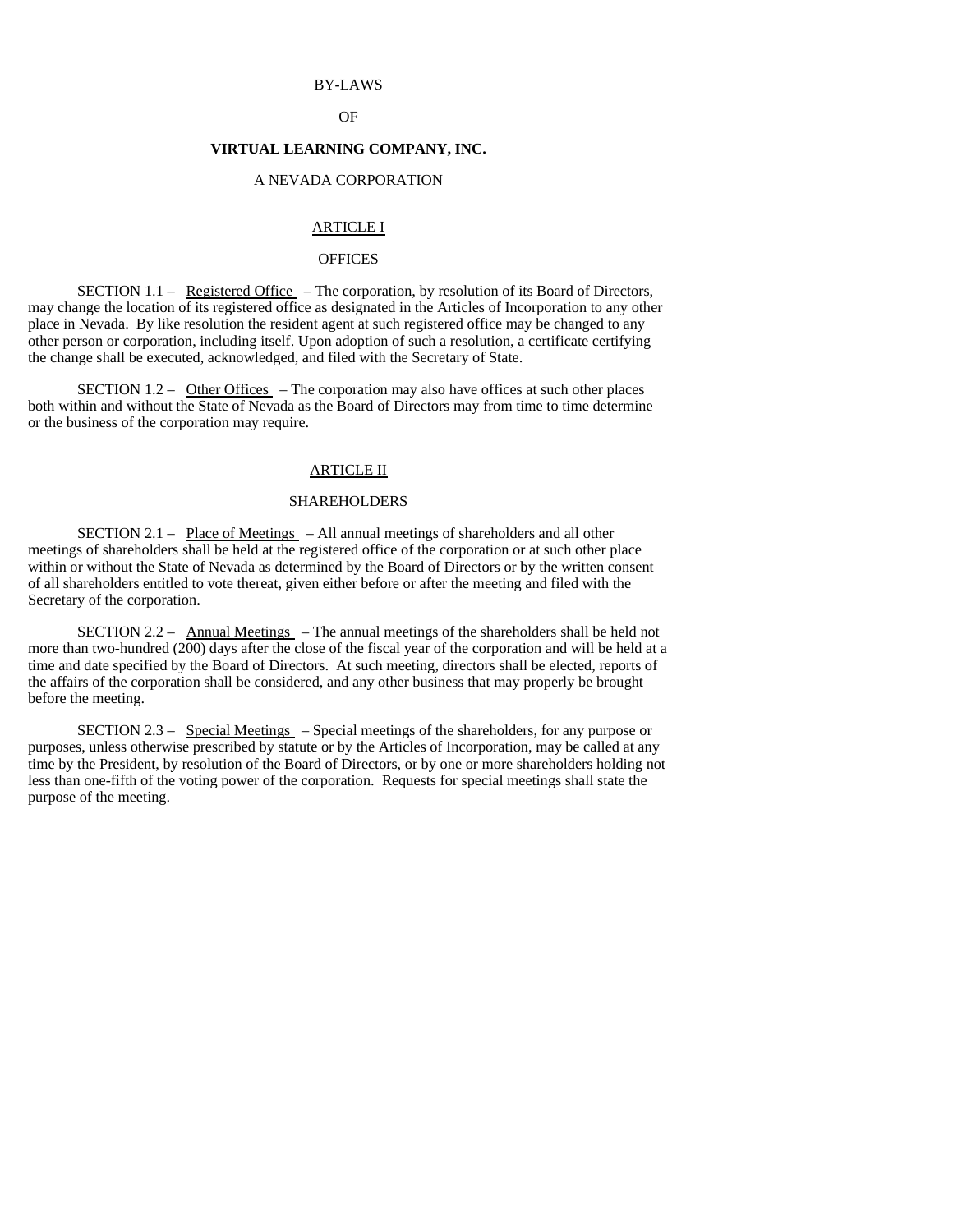# BY-LAWS

# OF

# VIRTUAL LEARNING COMPANY, INC.

# A NEVADA CORPORATION

## ARTICLE I

## OFFICES

SECTION 1.1 – Registered Office – The corporation, by resolution of its Board of Directors, may change the location of its registered office as designated in the Articles of Incorporation to any other place in Nevada. By like resolution the resident agent at such registered office may be changed to any other person or corporation, including itself. Upon adoption of such a resolution, a certificate certifying the change shall be executed, acknowledged, and filed with the Secretary of State.

SECTION 1.2 – Other Offices – The corporation may also have offices at such other places both within and without the State of Nevada as the Board of Directors may from time to time determine or the business of the corporation may require.

## ARTICLE II

## SHAREHOLDERS

SECTION 2.1 – Place of Meetings – All annual meetings of shareholders and all other meetings of shareholders shall be held at the registered office of the corporation or at such other place within or without the State of Nevada as determined by the Board of Directors or by the written consent of all shareholders entitled to vote thereat, given either before or after the meeting and filed with the Secretary of the corporation.

SECTION 2.2 – Annual Meetings – The annual meetings of the shareholders shall be held not more than two-hundred (200) days after the close of the fiscal year of the corporation and will be held at a time and date specified by the Board of Directors. At such meeting, directors shall be elected, reports of the affairs of the corporation shall be considered, and any other business that may properly be brought before the meeting.

SECTION 2.3 – Special Meetings – Special meetings of the shareholders, for any purpose or purposes, unless otherwise prescribed by statute or by the Articles of Incorporation, may be called at any time by the President, by resolution of the Board of Directors, or by one or more shareholders holding not less than one-fifth of the voting power of the corporation. Requests for special meetings shall state the purpose of the meeting.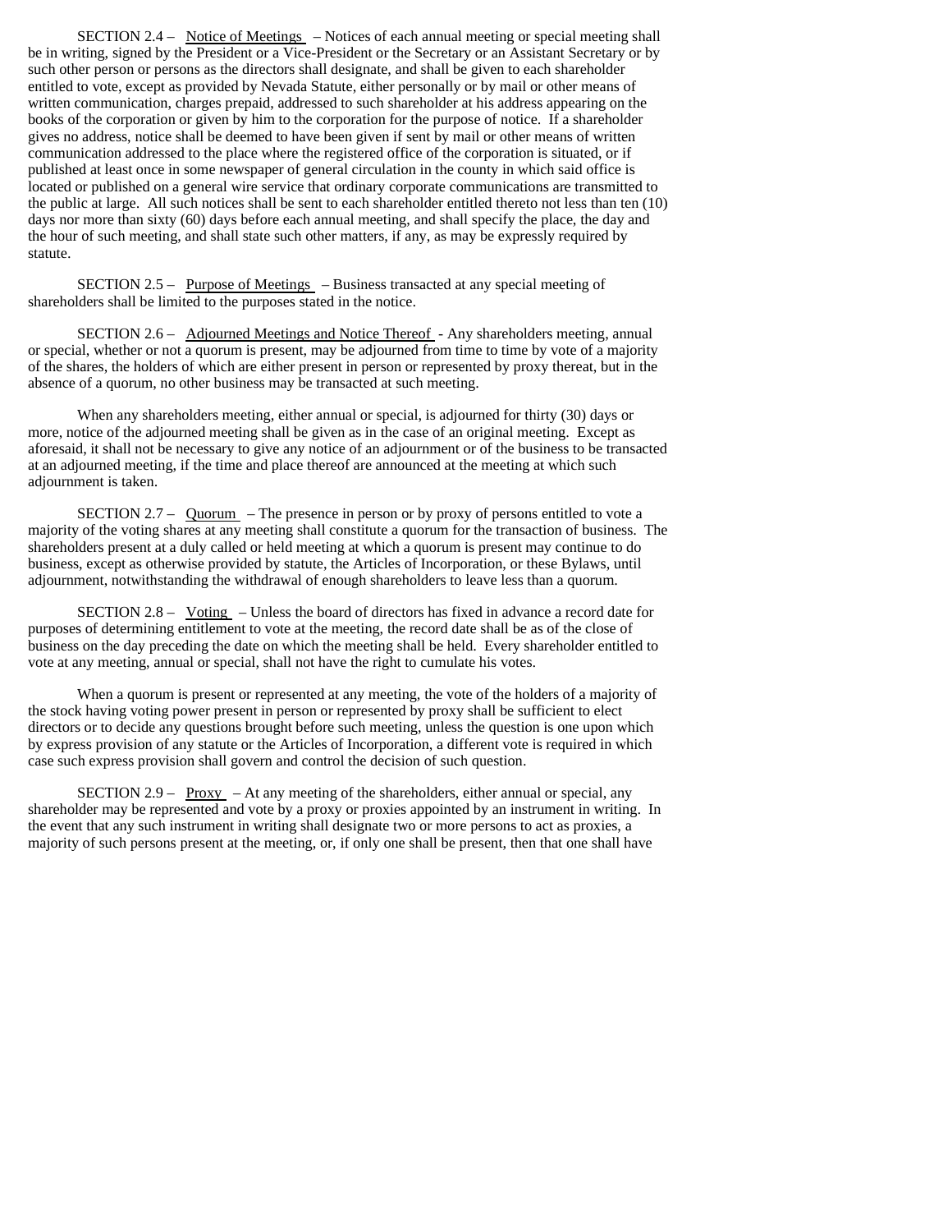SECTION 2.4 – Notice of Meetings – Notices of each annual meeting or special meeting shall be in writing, signed by the President or a Vice-President or the Secretary or an Assistant Secretary or by such other person or persons as the directors shall designate, and shall be given to each shareholder entitled to vote, except as provided by Nevada Statute, either personally or by mail or other means of written communication, charges prepaid, addressed to such shareholder at his address appearing on the books of the corporation or given by him to the corporation for the purpose of notice. If a shareholder gives no address, notice shall be deemed to have been given if sent by mail or other means of written communication addressed to the place where the registered office of the corporation is situated, or if published at least once in some newspaper of general circulation in the county in which said office is located or published on a general wire service that ordinary corporate communications are transmitted to the public at large. All such notices shall be sent to each shareholder entitled thereto not less than ten (10) days nor more than sixty (60) days before each annual meeting, and shall specify the place, the day and the hour of such meeting, and shall state such other matters, if any, as may be expressly required by statute.

SECTION 2.5 – Purpose of Meetings – Business transacted at any special meeting of shareholders shall be limited to the purposes stated in the notice.

SECTION 2.6 – Adjourned Meetings and Notice Thereof - Any shareholders meeting, annual or special, whether or not a quorum is present, may be adjourned from time to time by vote of a majority of the shares, the holders of which are either present in person or represented by proxy thereat, but in the absence of a quorum, no other business may be transacted at such meeting.

When any shareholders meeting, either annual or special, is adjourned for thirty (30) days or more, notice of the adjourned meeting shall be given as in the case of an original meeting. Except as aforesaid, it shall not be necessary to give any notice of an adjournment or of the business to be transacted at an adjourned meeting, if the time and place thereof are announced at the meeting at which such adjournment is taken.

SECTION 2.7 – Quorum – The presence in person or by proxy of persons entitled to vote a majority of the voting shares at any meeting shall constitute a quorum for the transaction of business. The shareholders present at a duly called or held meeting at which a quorum is present may continue to do business, except as otherwise provided by statute, the Articles of Incorporation, or these Bylaws, until adjournment, notwithstanding the withdrawal of enough shareholders to leave less than a quorum.

SECTION 2.8 – Voting – Unless the board of directors has fixed in advance a record date for purposes of determining entitlement to vote at the meeting, the record date shall be as of the close of business on the day preceding the date on which the meeting shall be held. Every shareholder entitled to vote at any meeting, annual or special, shall not have the right to cumulate his votes.

When a quorum is present or represented at any meeting, the vote of the holders of a majority of the stock having voting power present in person or represented by proxy shall be sufficient to elect directors or to decide any questions brought before such meeting, unless the question is one upon which by express provision of any statute or the Articles of Incorporation, a different vote is required in which case such express provision shall govern and control the decision of such question.

SECTION 2.9 – Proxy – At any meeting of the shareholders, either annual or special, any shareholder may be represented and vote by a proxy or proxies appointed by an instrument in writing. In the event that any such instrument in writing shall designate two or more persons to act as proxies, a majority of such persons present at the meeting, or, if only one shall be present, then that one shall have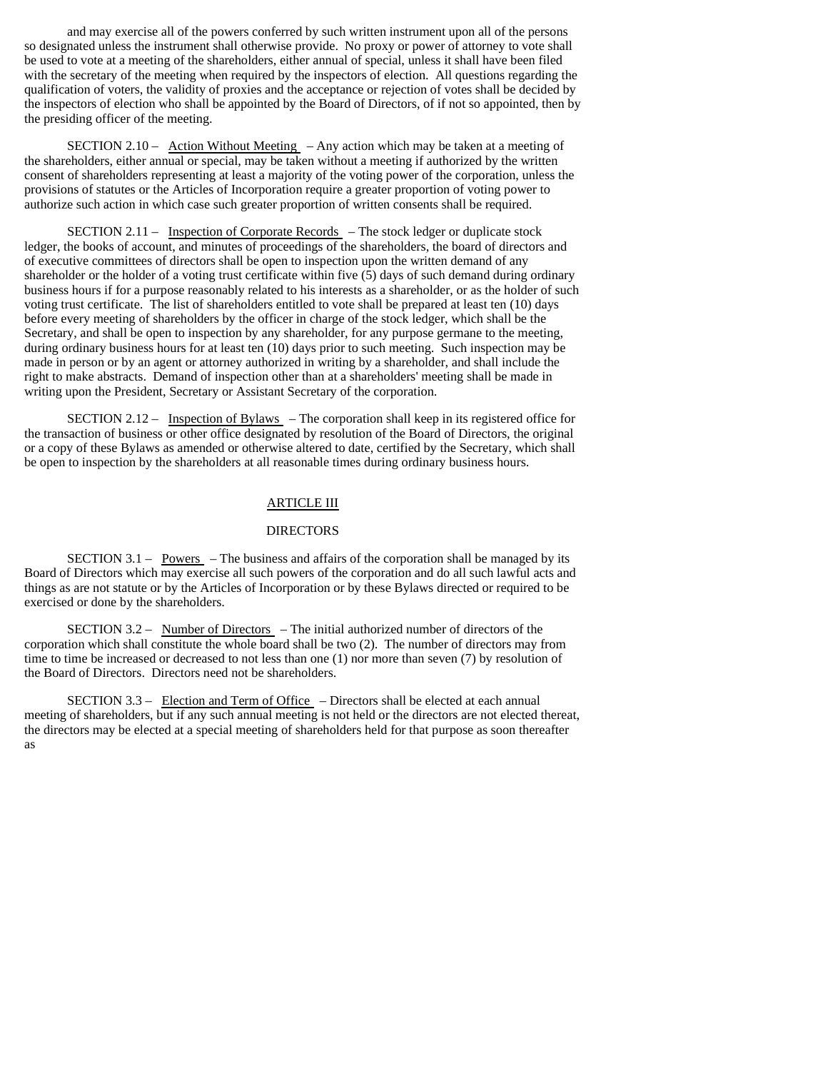and may exercise all of the powers conferred by such written instrument upon all of the persons so designated unless the instrument shall otherwise provide. No proxy or power of attorney to vote shall be used to vote at a meeting of the shareholders, either annual of special, unless it shall have been filed with the secretary of the meeting when required by the inspectors of election. All questions regarding the qualification of voters, the validity of proxies and the acceptance or rejection of votes shall be decided by the inspectors of election who shall be appointed by the Board of Directors, of if not so appointed, then by the presiding officer of the meeting.

SECTION 2.10 – Action Without Meeting – Any action which may be taken at a meeting of the shareholders, either annual or special, may be taken without a meeting if authorized by the written consent of shareholders representing at least a majority of the voting power of the corporation, unless the provisions of statutes or the Articles of Incorporation require a greater proportion of voting power to authorize such action in which case such greater proportion of written consents shall be required.

SECTION 2.11 – Inspection of Corporate Records – The stock ledger or duplicate stock ledger, the books of account, and minutes of proceedings of the shareholders, the board of directors and of executive committees of directors shall be open to inspection upon the written demand of any shareholder or the holder of a voting trust certificate within five (5) days of such demand during ordinary business hours if for a purpose reasonably related to his interests as a shareholder, or as the holder of such voting trust certificate. The list of shareholders entitled to vote shall be prepared at least ten (10) days before every meeting of shareholders by the officer in charge of the stock ledger, which shall be the Secretary, and shall be open to inspection by any shareholder, for any purpose germane to the meeting, during ordinary business hours for at least ten (10) days prior to such meeting. Such inspection may be made in person or by an agent or attorney authorized in writing by a shareholder, and shall include the right to make abstracts. Demand of inspection other than at a shareholders' meeting shall be made in writing upon the President, Secretary or Assistant Secretary of the corporation.

SECTION 2.12 – Inspection of Bylaws – The corporation shall keep in its registered office for the transaction of business or other office designated by resolution of the Board of Directors, the original or a copy of these Bylaws as amended or otherwise altered to date, certified by the Secretary, which shall be open to inspection by the shareholders at all reasonable times during ordinary business hours.

## ARTICLE III

## DIRECTORS

SECTION 3.1 – Powers – The business and affairs of the corporation shall be managed by its Board of Directors which may exercise all such powers of the corporation and do all such lawful acts and things as are not statute or by the Articles of Incorporation or by these Bylaws directed or required to be exercised or done by the shareholders.

SECTION 3.2 – Number of Directors – The initial authorized number of directors of the corporation which shall constitute the whole board shall be two (2). The number of directors may from time to time be increased or decreased to not less than one (1) nor more than seven (7) by resolution of the Board of Directors. Directors need not be shareholders.

SECTION 3.3 – Election and Term of Office – Directors shall be elected at each annual meeting of shareholders, but if any such annual meeting is not held or the directors are not elected thereat, the directors may be elected at a special meeting of shareholders held for that purpose as soon thereafter as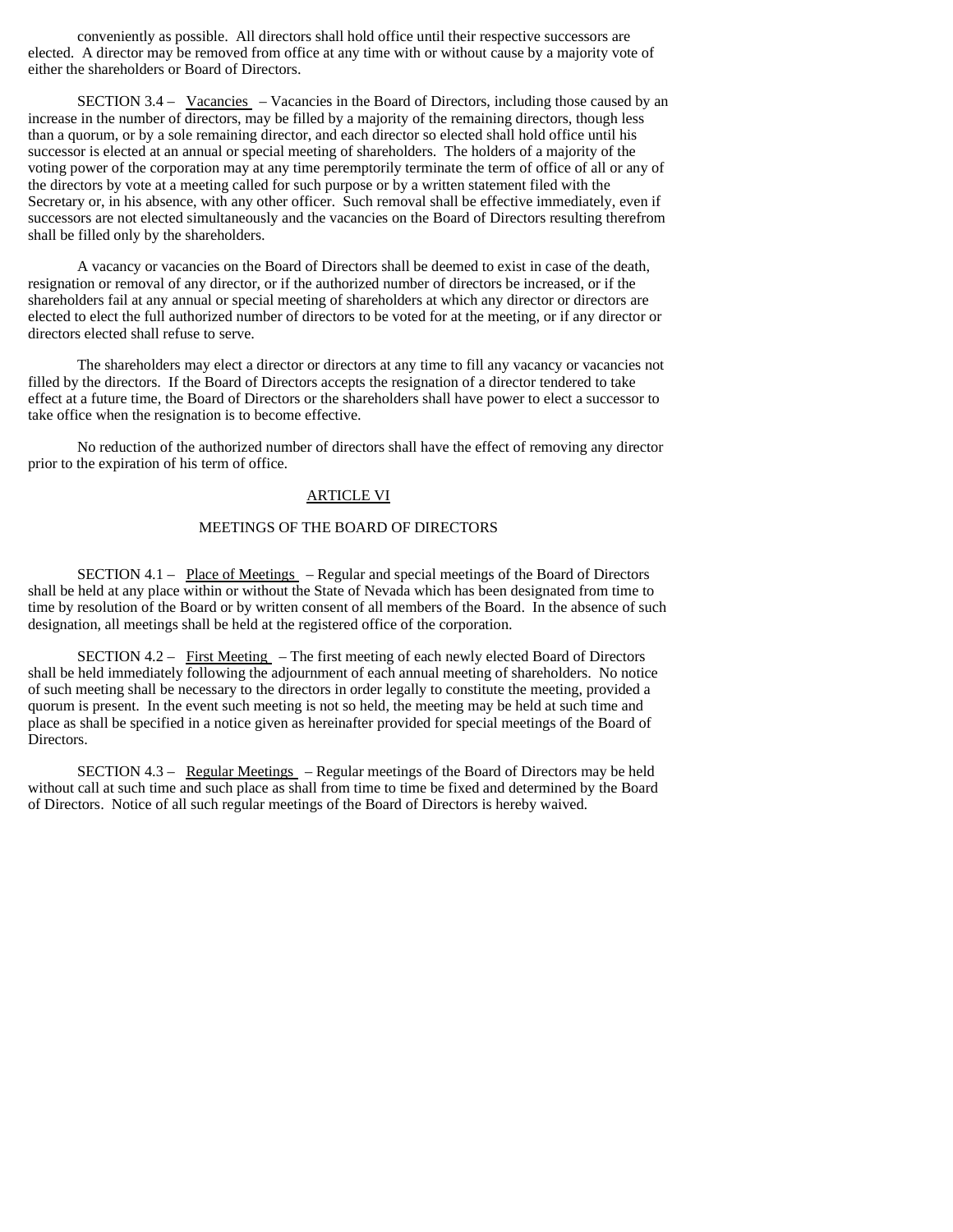conveniently as possible. All directors shall hold office until their respective successors are elected. A director may be removed from office at any time with or without cause by a majority vote of either the shareholders or Board of Directors.

SECTION 3.4 – Vacancies – Vacancies in the Board of Directors, including those caused by an increase in the number of directors, may be filled by a majority of the remaining directors, though less than a quorum, or by a sole remaining director, and each director so elected shall hold office until his successor is elected at an annual or special meeting of shareholders. The holders of a majority of the voting power of the corporation may at any time peremptorily terminate the term of office of all or any of the directors by vote at a meeting called for such purpose or by a written statement filed with the Secretary or, in his absence, with any other officer. Such removal shall be effective immediately, even if successors are not elected simultaneously and the vacancies on the Board of Directors resulting therefrom shall be filled only by the shareholders.

A vacancy or vacancies on the Board of Directors shall be deemed to exist in case of the death, resignation or removal of any director, or if the authorized number of directors be increased, or if the shareholders fail at any annual or special meeting of shareholders at which any director or directors are elected to elect the full authorized number of directors to be voted for at the meeting, or if any director or directors elected shall refuse to serve.

The shareholders may elect a director or directors at any time to fill any vacancy or vacancies not filled by the directors. If the Board of Directors accepts the resignation of a director tendered to take effect at a future time, the Board of Directors or the shareholders shall have power to elect a successor to take office when the resignation is to become effective.

No reduction of the authorized number of directors shall have the effect of removing any director prior to the expiration of his term of office.

## ARTICLE VI

## MEETINGS OF THE BOARD OF DIRECTORS

SECTION 4.1 – Place of Meetings – Regular and special meetings of the Board of Directors shall be held at any place within or without the State of Nevada which has been designated from time to time by resolution of the Board or by written consent of all members of the Board. In the absence of such designation, all meetings shall be held at the registered office of the corporation.

SECTION 4.2 – First Meeting – The first meeting of each newly elected Board of Directors shall be held immediately following the adjournment of each annual meeting of shareholders. No notice of such meeting shall be necessary to the directors in order legally to constitute the meeting, provided a quorum is present. In the event such meeting is not so held, the meeting may be held at such time and place as shall be specified in a notice given as hereinafter provided for special meetings of the Board of Directors.

SECTION 4.3 – Regular Meetings – Regular meetings of the Board of Directors may be held without call at such time and such place as shall from time to time be fixed and determined by the Board of Directors. Notice of all such regular meetings of the Board of Directors is hereby waived.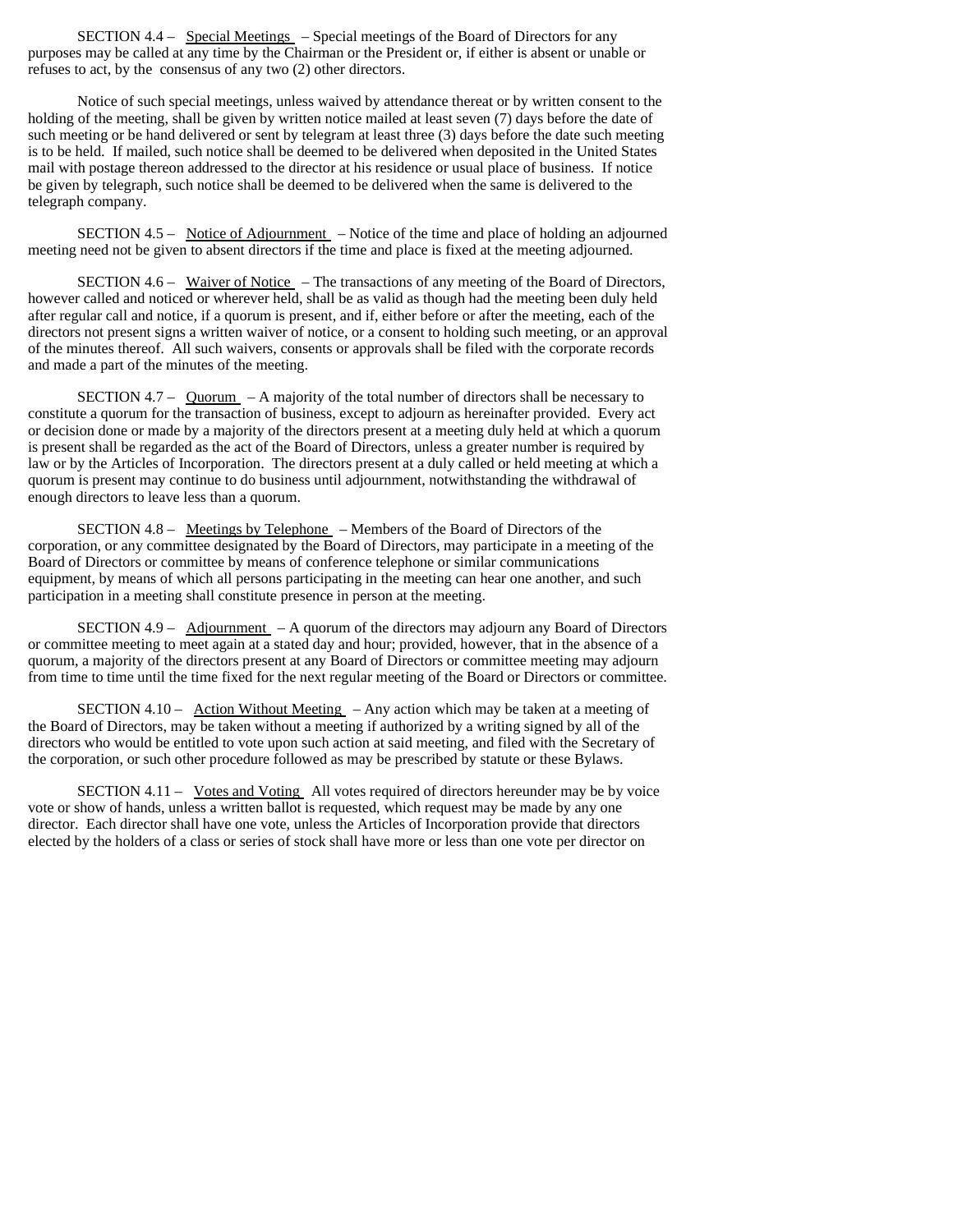SECTION 4.4 – Special Meetings – Special meetings of the Board of Directors for any purposes may be called at any time by the Chairman or the President or, if either is absent or unable or refuses to act, by the consensus of any two (2) other directors.

Notice of such special meetings, unless waived by attendance thereat or by written consent to the holding of the meeting, shall be given by written notice mailed at least seven (7) days before the date of such meeting or be hand delivered or sent by telegram at least three (3) days before the date such meeting is to be held. If mailed, such notice shall be deemed to be delivered when deposited in the United States mail with postage thereon addressed to the director at his residence or usual place of business. If notice be given by telegraph, such notice shall be deemed to be delivered when the same is delivered to the telegraph company.

SECTION 4.5 – Notice of Adjournment – Notice of the time and place of holding an adjourned meeting need not be given to absent directors if the time and place is fixed at the meeting adjourned.

SECTION 4.6 – Waiver of Notice – The transactions of any meeting of the Board of Directors, however called and noticed or wherever held, shall be as valid as though had the meeting been duly held after regular call and notice, if a quorum is present, and if, either before or after the meeting, each of the directors not present signs a written waiver of notice, or a consent to holding such meeting, or an approval of the minutes thereof. All such waivers, consents or approvals shall be filed with the corporate records and made a part of the minutes of the meeting.

SECTION 4.7 – Quorum – A majority of the total number of directors shall be necessary to constitute a quorum for the transaction of business, except to adjourn as hereinafter provided. Every act or decision done or made by a majority of the directors present at a meeting duly held at which a quorum is present shall be regarded as the act of the Board of Directors, unless a greater number is required by law or by the Articles of Incorporation. The directors present at a duly called or held meeting at which a quorum is present may continue to do business until adjournment, notwithstanding the withdrawal of enough directors to leave less than a quorum.

SECTION 4.8 – Meetings by Telephone – Members of the Board of Directors of the corporation, or any committee designated by the Board of Directors, may participate in a meeting of the Board of Directors or committee by means of conference telephone or similar communications equipment, by means of which all persons participating in the meeting can hear one another, and such participation in a meeting shall constitute presence in person at the meeting.

SECTION 4.9 – Adjournment – A quorum of the directors may adjourn any Board of Directors or committee meeting to meet again at a stated day and hour; provided, however, that in the absence of a quorum, a majority of the directors present at any Board of Directors or committee meeting may adjourn from time to time until the time fixed for the next regular meeting of the Board or Directors or committee.

SECTION 4.10 – Action Without Meeting – Any action which may be taken at a meeting of the Board of Directors, may be taken without a meeting if authorized by a writing signed by all of the directors who would be entitled to vote upon such action at said meeting, and filed with the Secretary of the corporation, or such other procedure followed as may be prescribed by statute or these Bylaws.

SECTION 4.11 – Votes and Voting All votes required of directors hereunder may be by voice vote or show of hands, unless a written ballot is requested, which request may be made by any one director. Each director shall have one vote, unless the Articles of Incorporation provide that directors elected by the holders of a class or series of stock shall have more or less than one vote per director on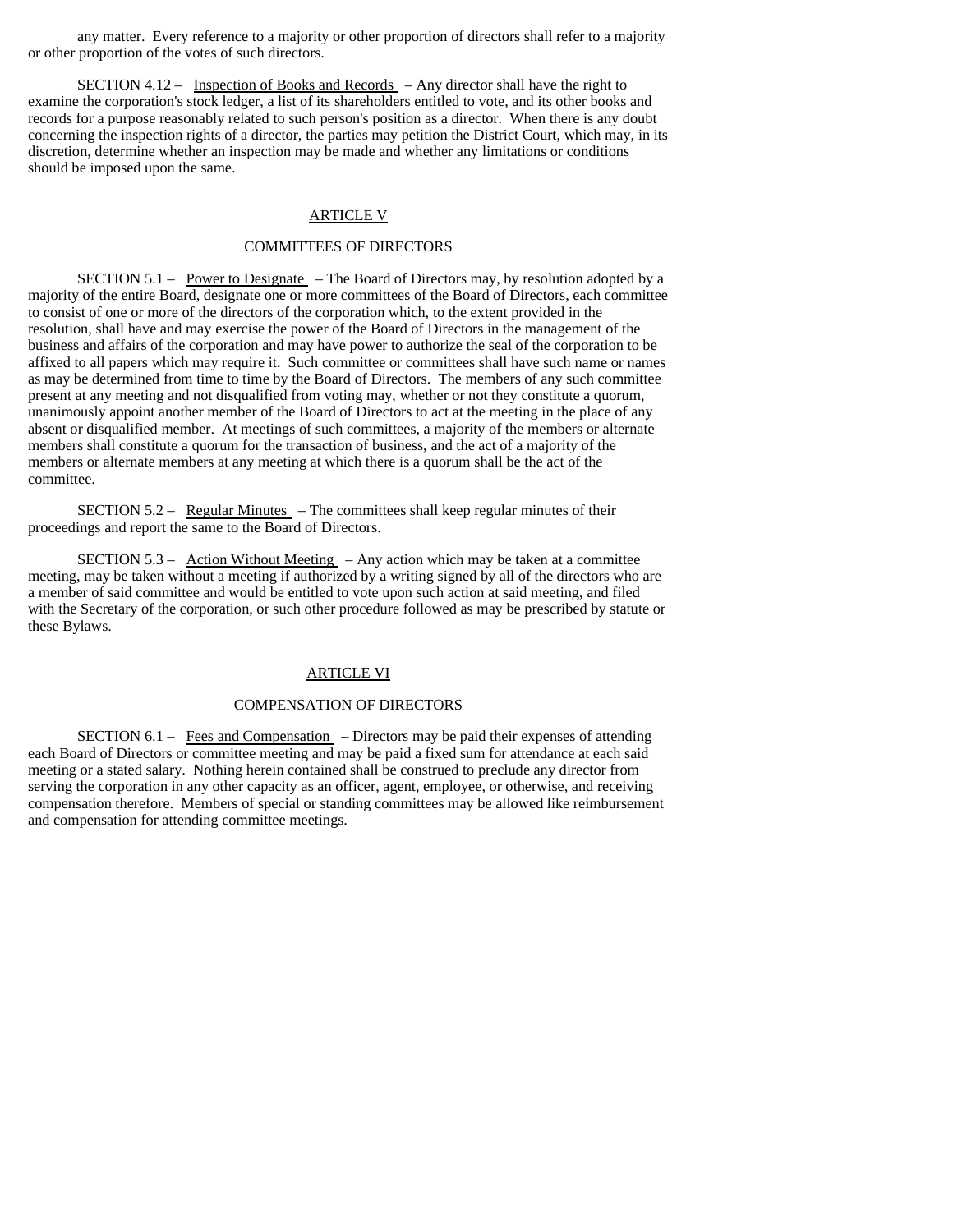any matter. Every reference to a majority or other proportion of directors shall refer to a majority or other proportion of the votes of such directors.

SECTION 4.12 – Inspection of Books and Records – Any director shall have the right to examine the corporation's stock ledger, a list of its shareholders entitled to vote, and its other books and records for a purpose reasonably related to such person's position as a director. When there is any doubt concerning the inspection rights of a director, the parties may petition the District Court, which may, in its discretion, determine whether an inspection may be made and whether any limitations or conditions should be imposed upon the same.

## ARTICLE V

## COMMITTEES OF DIRECTORS

SECTION 5.1 – Power to Designate – The Board of Directors may, by resolution adopted by a majority of the entire Board, designate one or more committees of the Board of Directors, each committee to consist of one or more of the directors of the corporation which, to the extent provided in the resolution, shall have and may exercise the power of the Board of Directors in the management of the business and affairs of the corporation and may have power to authorize the seal of the corporation to be affixed to all papers which may require it. Such committee or committees shall have such name or names as may be determined from time to time by the Board of Directors. The members of any such committee present at any meeting and not disqualified from voting may, whether or not they constitute a quorum, unanimously appoint another member of the Board of Directors to act at the meeting in the place of any absent or disqualified member. At meetings of such committees, a majority of the members or alternate members shall constitute a quorum for the transaction of business, and the act of a majority of the members or alternate members at any meeting at which there is a quorum shall be the act of the committee.

SECTION 5.2 – Regular Minutes – The committees shall keep regular minutes of their proceedings and report the same to the Board of Directors.

SECTION 5.3 – Action Without Meeting – Any action which may be taken at a committee meeting, may be taken without a meeting if authorized by a writing signed by all of the directors who are a member of said committee and would be entitled to vote upon such action at said meeting, and filed with the Secretary of the corporation, or such other procedure followed as may be prescribed by statute or these Bylaws.

## ARTICLE VI

## COMPENSATION OF DIRECTORS

SECTION 6.1 – Fees and Compensation – Directors may be paid their expenses of attending each Board of Directors or committee meeting and may be paid a fixed sum for attendance at each said meeting or a stated salary. Nothing herein contained shall be construed to preclude any director from serving the corporation in any other capacity as an officer, agent, employee, or otherwise, and receiving compensation therefore. Members of special or standing committees may be allowed like reimbursement and compensation for attending committee meetings.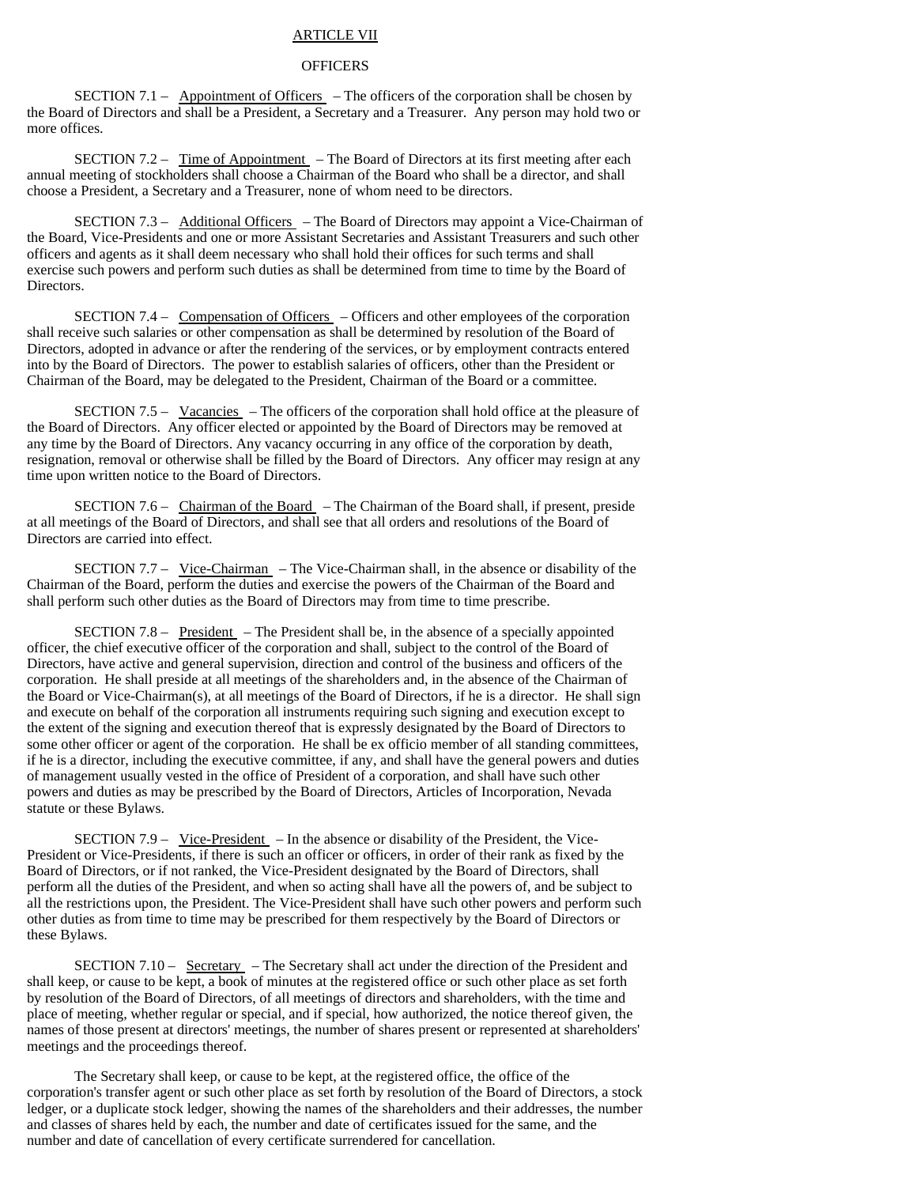## ARTICLE VII

## OFFICERS

SECTION 7.1 – Appointment of Officers – The officers of the corporation shall be chosen by the Board of Directors and shall be a President, a Secretary and a Treasurer. Any person may hold two or more offices.

SECTION 7.2 – Time of Appointment – The Board of Directors at its first meeting after each annual meeting of stockholders shall choose a Chairman of the Board who shall be a director, and shall choose a President, a Secretary and a Treasurer, none of whom need to be directors.

SECTION 7.3 – Additional Officers – The Board of Directors may appoint a Vice-Chairman of the Board, Vice-Presidents and one or more Assistant Secretaries and Assistant Treasurers and such other officers and agents as it shall deem necessary who shall hold their offices for such terms and shall exercise such powers and perform such duties as shall be determined from time to time by the Board of Directors.

SECTION 7.4 – Compensation of Officers – Officers and other employees of the corporation shall receive such salaries or other compensation as shall be determined by resolution of the Board of Directors, adopted in advance or after the rendering of the services, or by employment contracts entered into by the Board of Directors. The power to establish salaries of officers, other than the President or Chairman of the Board, may be delegated to the President, Chairman of the Board or a committee.

SECTION 7.5 – Vacancies – The officers of the corporation shall hold office at the pleasure of the Board of Directors. Any officer elected or appointed by the Board of Directors may be removed at any time by the Board of Directors. Any vacancy occurring in any office of the corporation by death, resignation, removal or otherwise shall be filled by the Board of Directors. Any officer may resign at any time upon written notice to the Board of Directors.

SECTION 7.6 – Chairman of the Board – The Chairman of the Board shall, if present, preside at all meetings of the Board of Directors, and shall see that all orders and resolutions of the Board of Directors are carried into effect.

SECTION 7.7 – Vice-Chairman – The Vice-Chairman shall, in the absence or disability of the Chairman of the Board, perform the duties and exercise the powers of the Chairman of the Board and shall perform such other duties as the Board of Directors may from time to time prescribe.

SECTION 7.8 – President – The President shall be, in the absence of a specially appointed officer, the chief executive officer of the corporation and shall, subject to the control of the Board of Directors, have active and general supervision, direction and control of the business and officers of the corporation. He shall preside at all meetings of the shareholders and, in the absence of the Chairman of the Board or Vice-Chairman(s), at all meetings of the Board of Directors, if he is a director. He shall sign and execute on behalf of the corporation all instruments requiring such signing and execution except to the extent of the signing and execution thereof that is expressly designated by the Board of Directors to some other officer or agent of the corporation. He shall be ex officio member of all standing committees, if he is a director, including the executive committee, if any, and shall have the general powers and duties of management usually vested in the office of President of a corporation, and shall have such other powers and duties as may be prescribed by the Board of Directors, Articles of Incorporation, Nevada statute or these Bylaws.

SECTION 7.9 – Vice-President – In the absence or disability of the President, the Vice-President or Vice-Presidents, if there is such an officer or officers, in order of their rank as fixed by the Board of Directors, or if not ranked, the Vice-President designated by the Board of Directors, shall perform all the duties of the President, and when so acting shall have all the powers of, and be subject to all the restrictions upon, the President. The Vice-President shall have such other powers and perform such other duties as from time to time may be prescribed for them respectively by the Board of Directors or these Bylaws.

SECTION 7.10 – Secretary – The Secretary shall act under the direction of the President and shall keep, or cause to be kept, a book of minutes at the registered office or such other place as set forth by resolution of the Board of Directors, of all meetings of directors and shareholders, with the time and place of meeting, whether regular or special, and if special, how authorized, the notice thereof given, the names of those present at directors' meetings, the number of shares present or represented at shareholders' meetings and the proceedings thereof.

The Secretary shall keep, or cause to be kept, at the registered office, the office of the corporation's transfer agent or such other place as set forth by resolution of the Board of Directors, a stock ledger, or a duplicate stock ledger, showing the names of the shareholders and their addresses, the number and classes of shares held by each, the number and date of certificates issued for the same, and the number and date of cancellation of every certificate surrendered for cancellation.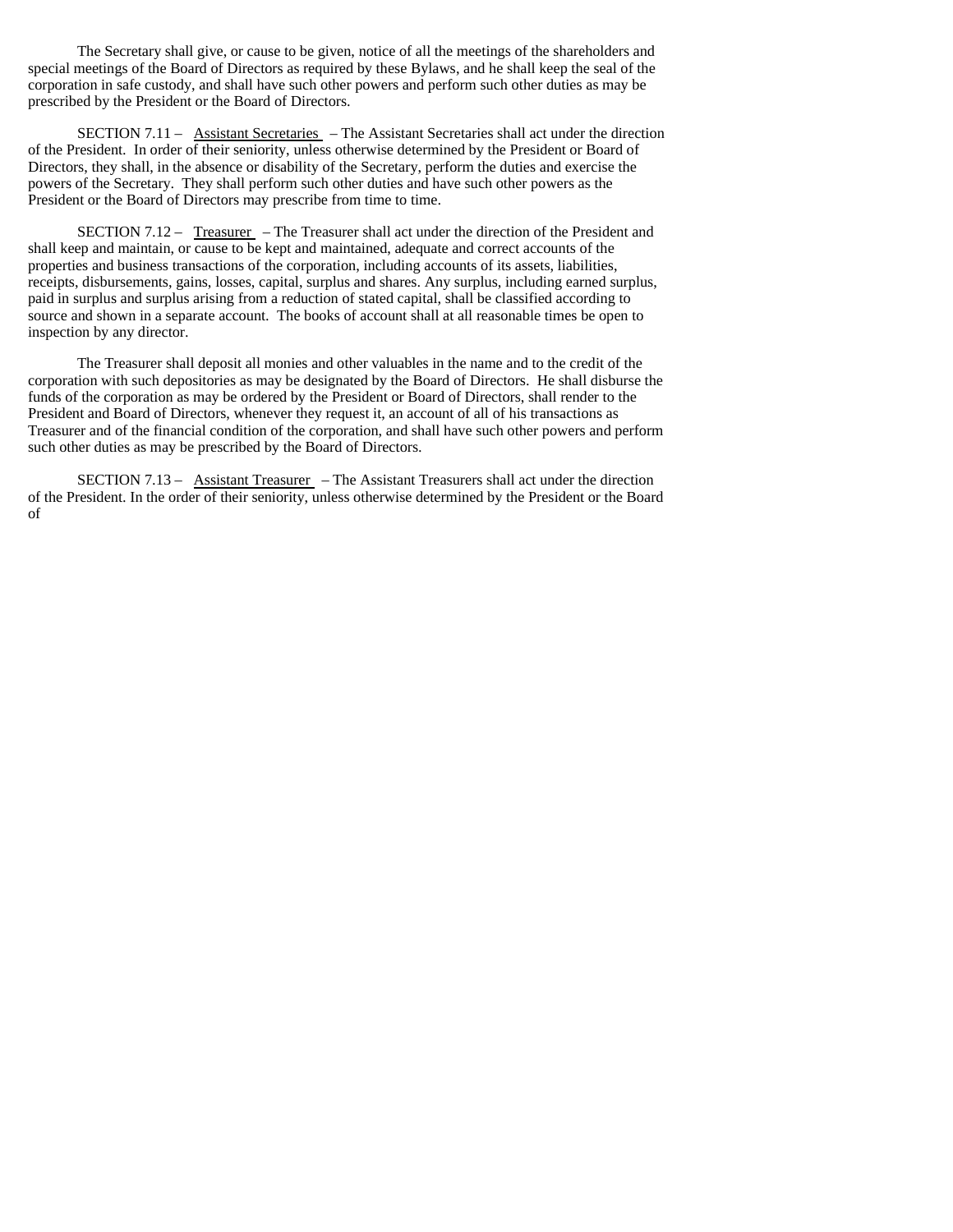The Secretary shall give, or cause to be given, notice of all the meetings of the shareholders and special meetings of the Board of Directors as required by these Bylaws, and he shall keep the seal of the corporation in safe custody, and shall have such other powers and perform such other duties as may be prescribed by the President or the Board of Directors.

SECTION 7.11 – Assistant Secretaries – The Assistant Secretaries shall act under the direction of the President. In order of their seniority, unless otherwise determined by the President or Board of Directors, they shall, in the absence or disability of the Secretary, perform the duties and exercise the powers of the Secretary. They shall perform such other duties and have such other powers as the President or the Board of Directors may prescribe from time to time.

SECTION 7.12 – Treasurer – The Treasurer shall act under the direction of the President and shall keep and maintain, or cause to be kept and maintained, adequate and correct accounts of the properties and business transactions of the corporation, including accounts of its assets, liabilities, receipts, disbursements, gains, losses, capital, surplus and shares. Any surplus, including earned surplus, paid in surplus and surplus arising from a reduction of stated capital, shall be classified according to source and shown in a separate account. The books of account shall at all reasonable times be open to inspection by any director.

The Treasurer shall deposit all monies and other valuables in the name and to the credit of the corporation with such depositories as may be designated by the Board of Directors. He shall disburse the funds of the corporation as may be ordered by the President or Board of Directors, shall render to the President and Board of Directors, whenever they request it, an account of all of his transactions as Treasurer and of the financial condition of the corporation, and shall have such other powers and perform such other duties as may be prescribed by the Board of Directors.

SECTION 7.13 – Assistant Treasurer – The Assistant Treasurers shall act under the direction of the President. In the order of their seniority, unless otherwise determined by the President or the Board of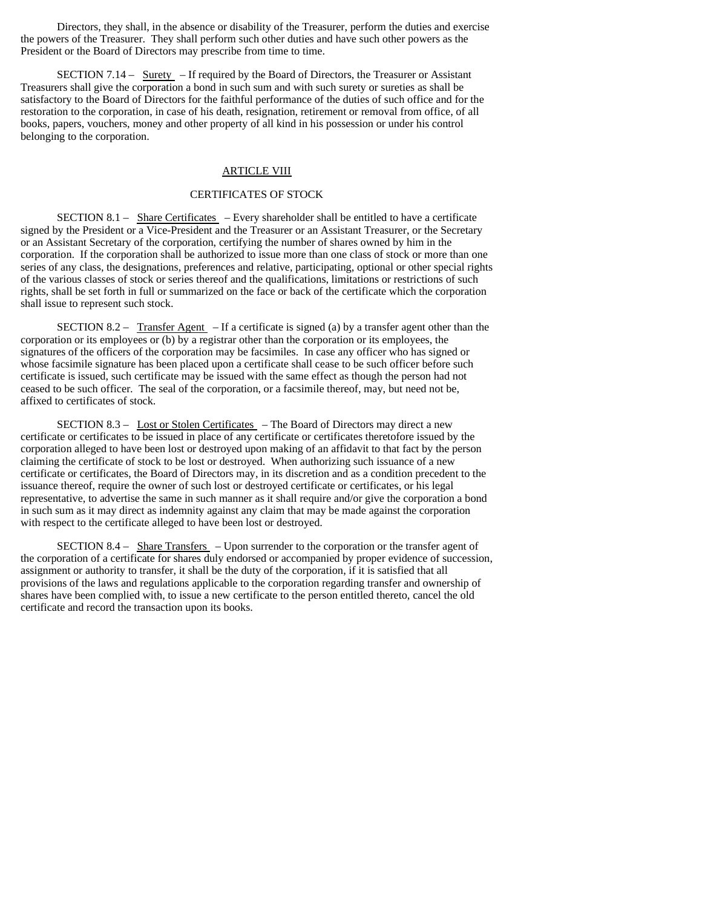Directors, they shall, in the absence or disability of the Treasurer, perform the duties and exercise the powers of the Treasurer. They shall perform such other duties and have such other powers as the President or the Board of Directors may prescribe from time to time.

SECTION 7.14 – Surety – If required by the Board of Directors, the Treasurer or Assistant Treasurers shall give the corporation a bond in such sum and with such surety or sureties as shall be satisfactory to the Board of Directors for the faithful performance of the duties of such office and for the restoration to the corporation, in case of his death, resignation, retirement or removal from office, of all books, papers, vouchers, money and other property of all kind in his possession or under his control belonging to the corporation.

## ARTICLE VIII

## CERTIFICATES OF STOCK

SECTION 8.1 – Share Certificates – Every shareholder shall be entitled to have a certificate signed by the President or a Vice-President and the Treasurer or an Assistant Treasurer, or the Secretary or an Assistant Secretary of the corporation, certifying the number of shares owned by him in the corporation. If the corporation shall be authorized to issue more than one class of stock or more than one series of any class, the designations, preferences and relative, participating, optional or other special rights of the various classes of stock or series thereof and the qualifications, limitations or restrictions of such rights, shall be set forth in full or summarized on the face or back of the certificate which the corporation shall issue to represent such stock.

SECTION 8.2 – Transfer Agent – If a certificate is signed (a) by a transfer agent other than the corporation or its employees or (b) by a registrar other than the corporation or its employees, the signatures of the officers of the corporation may be facsimiles. In case any officer who has signed or whose facsimile signature has been placed upon a certificate shall cease to be such officer before such certificate is issued, such certificate may be issued with the same effect as though the person had not ceased to be such officer. The seal of the corporation, or a facsimile thereof, may, but need not be, affixed to certificates of stock.

SECTION 8.3 – Lost or Stolen Certificates – The Board of Directors may direct a new certificate or certificates to be issued in place of any certificate or certificates theretofore issued by the corporation alleged to have been lost or destroyed upon making of an affidavit to that fact by the person claiming the certificate of stock to be lost or destroyed. When authorizing such issuance of a new certificate or certificates, the Board of Directors may, in its discretion and as a condition precedent to the issuance thereof, require the owner of such lost or destroyed certificate or certificates, or his legal representative, to advertise the same in such manner as it shall require and/or give the corporation a bond in such sum as it may direct as indemnity against any claim that may be made against the corporation with respect to the certificate alleged to have been lost or destroyed.

SECTION 8.4 – Share Transfers – Upon surrender to the corporation or the transfer agent of the corporation of a certificate for shares duly endorsed or accompanied by proper evidence of succession, assignment or authority to transfer, it shall be the duty of the corporation, if it is satisfied that all provisions of the laws and regulations applicable to the corporation regarding transfer and ownership of shares have been complied with, to issue a new certificate to the person entitled thereto, cancel the old certificate and record the transaction upon its books.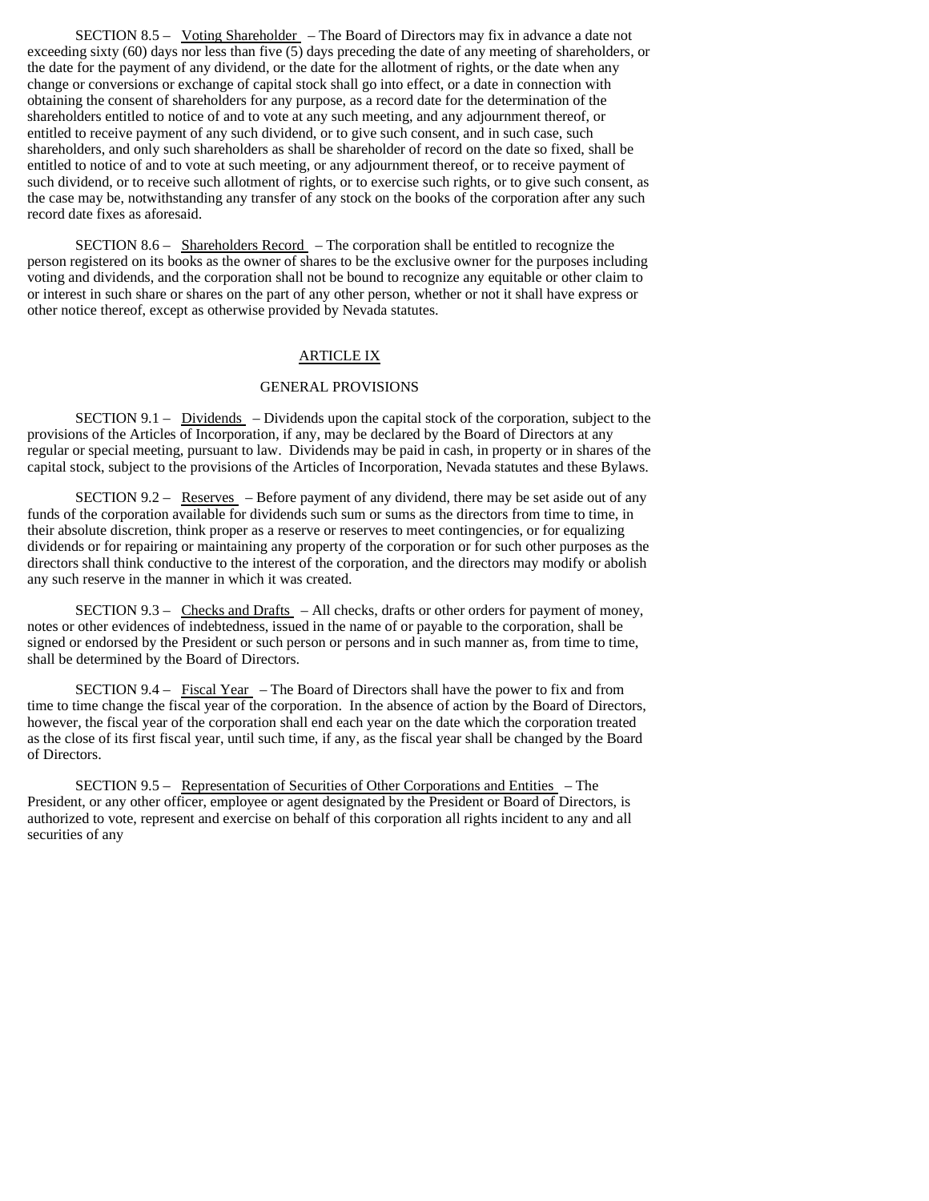SECTION 8.5 – Voting Shareholder – The Board of Directors may fix in advance a date not exceeding sixty (60) days nor less than five (5) days preceding the date of any meeting of shareholders, or the date for the payment of any dividend, or the date for the allotment of rights, or the date when any change or conversions or exchange of capital stock shall go into effect, or a date in connection with obtaining the consent of shareholders for any purpose, as a record date for the determination of the shareholders entitled to notice of and to vote at any such meeting, and any adjournment thereof, or entitled to receive payment of any such dividend, or to give such consent, and in such case, such shareholders, and only such shareholders as shall be shareholder of record on the date so fixed, shall be entitled to notice of and to vote at such meeting, or any adjournment thereof, or to receive payment of such dividend, or to receive such allotment of rights, or to exercise such rights, or to give such consent, as the case may be, notwithstanding any transfer of any stock on the books of the corporation after any such record date fixes as aforesaid.

SECTION 8.6 – Shareholders Record – The corporation shall be entitled to recognize the person registered on its books as the owner of shares to be the exclusive owner for the purposes including voting and dividends, and the corporation shall not be bound to recognize any equitable or other claim to or interest in such share or shares on the part of any other person, whether or not it shall have express or other notice thereof, except as otherwise provided by Nevada statutes.

## ARTICLE IX

## GENERAL PROVISIONS

SECTION 9.1 – Dividends – Dividends upon the capital stock of the corporation, subject to the provisions of the Articles of Incorporation, if any, may be declared by the Board of Directors at any regular or special meeting, pursuant to law. Dividends may be paid in cash, in property or in shares of the capital stock, subject to the provisions of the Articles of Incorporation, Nevada statutes and these Bylaws.

SECTION 9.2 – Reserves – Before payment of any dividend, there may be set aside out of any funds of the corporation available for dividends such sum or sums as the directors from time to time, in their absolute discretion, think proper as a reserve or reserves to meet contingencies, or for equalizing dividends or for repairing or maintaining any property of the corporation or for such other purposes as the directors shall think conductive to the interest of the corporation, and the directors may modify or abolish any such reserve in the manner in which it was created.

SECTION 9.3 – Checks and Drafts – All checks, drafts or other orders for payment of money, notes or other evidences of indebtedness, issued in the name of or payable to the corporation, shall be signed or endorsed by the President or such person or persons and in such manner as, from time to time, shall be determined by the Board of Directors.

SECTION 9.4 – Fiscal Year – The Board of Directors shall have the power to fix and from time to time change the fiscal year of the corporation. In the absence of action by the Board of Directors, however, the fiscal year of the corporation shall end each year on the date which the corporation treated as the close of its first fiscal year, until such time, if any, as the fiscal year shall be changed by the Board of Directors.

SECTION 9.5 – Representation of Securities of Other Corporations and Entities – The President, or any other officer, employee or agent designated by the President or Board of Directors, is authorized to vote, represent and exercise on behalf of this corporation all rights incident to any and all securities of any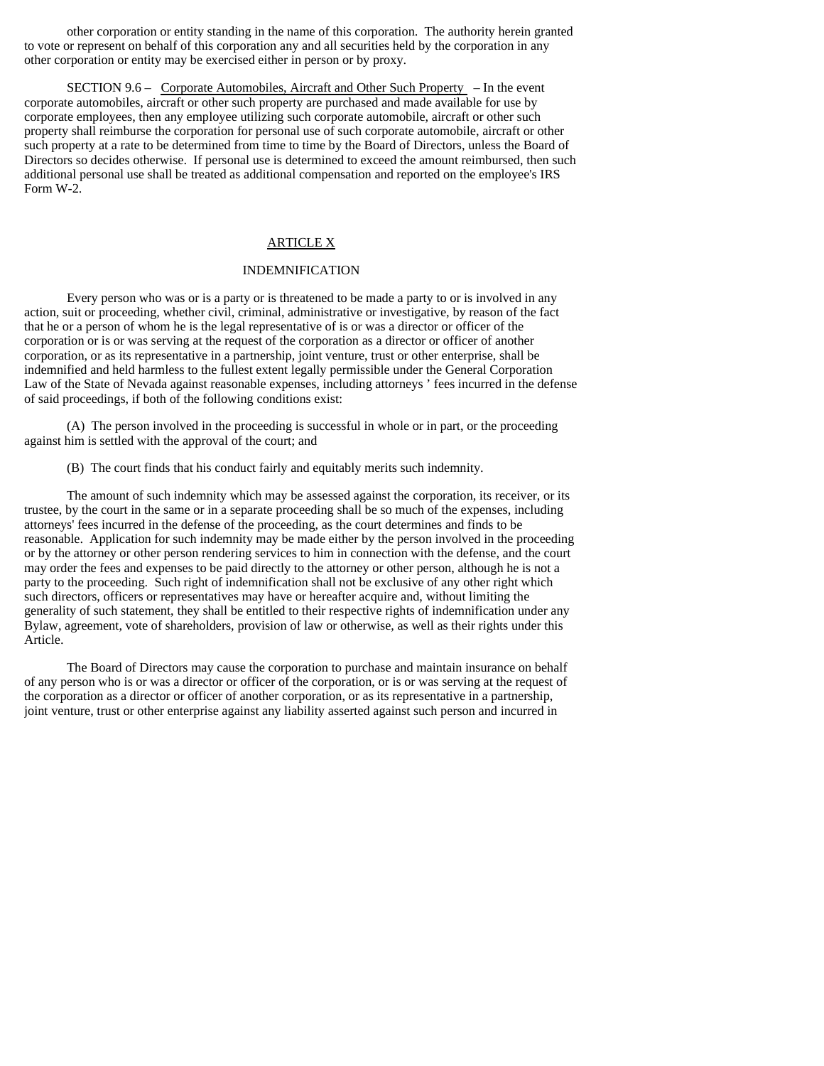other corporation or entity standing in the name of this corporation. The authority herein granted to vote or represent on behalf of this corporation any and all securities held by the corporation in any other corporation or entity may be exercised either in person or by proxy.

SECTION 9.6 – Corporate Automobiles, Aircraft and Other Such Property – In the event corporate automobiles, aircraft or other such property are purchased and made available for use by corporate employees, then any employee utilizing such corporate automobile, aircraft or other such property shall reimburse the corporation for personal use of such corporate automobile, aircraft or other such property at a rate to be determined from time to time by the Board of Directors, unless the Board of Directors so decides otherwise. If personal use is determined to exceed the amount reimbursed, then such additional personal use shall be treated as additional compensation and reported on the employee's IRS Form W-2.

## ARTICLE X

## INDEMNIFICATION

Every person who was or is a party or is threatened to be made a party to or is involved in any action, suit or proceeding, whether civil, criminal, administrative or investigative, by reason of the fact that he or a person of whom he is the legal representative of is or was a director or officer of the corporation or is or was serving at the request of the corporation as a director or officer of another corporation, or as its representative in a partnership, joint venture, trust or other enterprise, shall be indemnified and held harmless to the fullest extent legally permissible under the General Corporation Law of the State of Nevada against reasonable expenses, including attorneys ' fees incurred in the defense of said proceedings, if both of the following conditions exist:

(A) The person involved in the proceeding is successful in whole or in part, or the proceeding against him is settled with the approval of the court; and

(B) The court finds that his conduct fairly and equitably merits such indemnity.

The amount of such indemnity which may be assessed against the corporation, its receiver, or its trustee, by the court in the same or in a separate proceeding shall be so much of the expenses, including attorneys' fees incurred in the defense of the proceeding, as the court determines and finds to be reasonable. Application for such indemnity may be made either by the person involved in the proceeding or by the attorney or other person rendering services to him in connection with the defense, and the court may order the fees and expenses to be paid directly to the attorney or other person, although he is not a party to the proceeding. Such right of indemnification shall not be exclusive of any other right which such directors, officers or representatives may have or hereafter acquire and, without limiting the generality of such statement, they shall be entitled to their respective rights of indemnification under any Bylaw, agreement, vote of shareholders, provision of law or otherwise, as well as their rights under this Article.

The Board of Directors may cause the corporation to purchase and maintain insurance on behalf of any person who is or was a director or officer of the corporation, or is or was serving at the request of the corporation as a director or officer of another corporation, or as its representative in a partnership, joint venture, trust or other enterprise against any liability asserted against such person and incurred in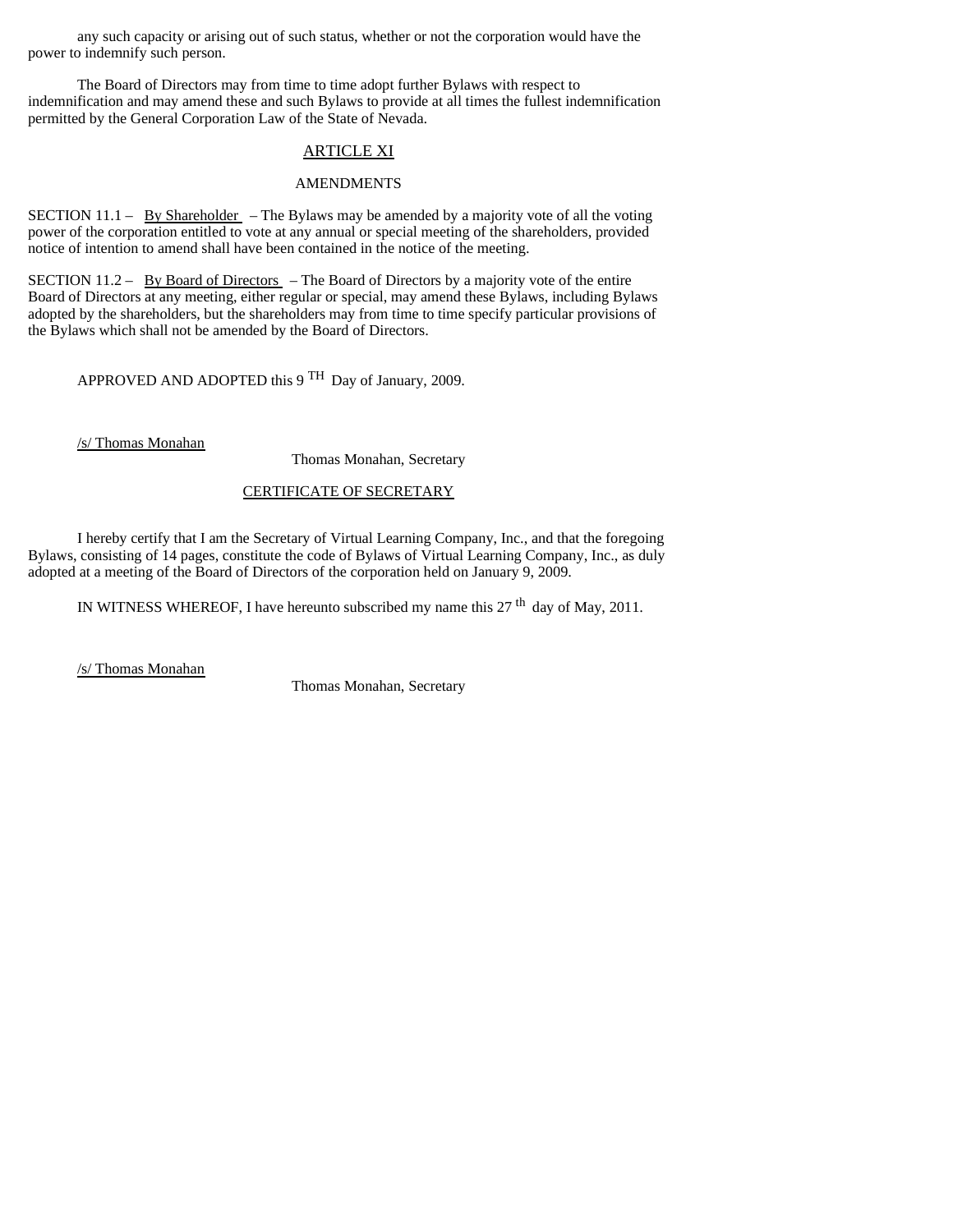any such capacity or arising out of such status, whether or not the corporation would have the power to indemnify such person.

The Board of Directors may from time to time adopt further Bylaws with respect to indemnification and may amend these and such Bylaws to provide at all times the fullest indemnification permitted by the General Corporation Law of the State of Nevada.

## ARTICLE XI

## AMENDMENTS

SECTION 11.1 – By Shareholder – The Bylaws may be amended by a majority vote of all the voting power of the corporation entitled to vote at any annual or special meeting of the shareholders, provided notice of intention to amend shall have been contained in the notice of the meeting.

SECTION 11.2 – By Board of Directors – The Board of Directors by a majority vote of the entire Board of Directors at any meeting, either regular or special, may amend these Bylaws, including Bylaws adopted by the shareholders, but the shareholders may from time to time specify particular provisions of the Bylaws which shall not be amended by the Board of Directors.

APPROVED AND ADOPTED this 9 TH Day of January, 2009.

/s/ Thomas Monahan

Thomas Monahan, Secretary

## CERTIFICATE OF SECRETARY

I hereby certify that I am the Secretary of Virtual Learning Company, Inc., and that the foregoing Bylaws, consisting of 14 pages, constitute the code of Bylaws of Virtual Learning Company, Inc., as duly adopted at a meeting of the Board of Directors of the corporation held on January 9, 2009.

IN WITNESS WHEREOF, I have hereunto subscribed my name this 27 th day of May, 2011.

/s/ Thomas Monahan

Thomas Monahan, Secretary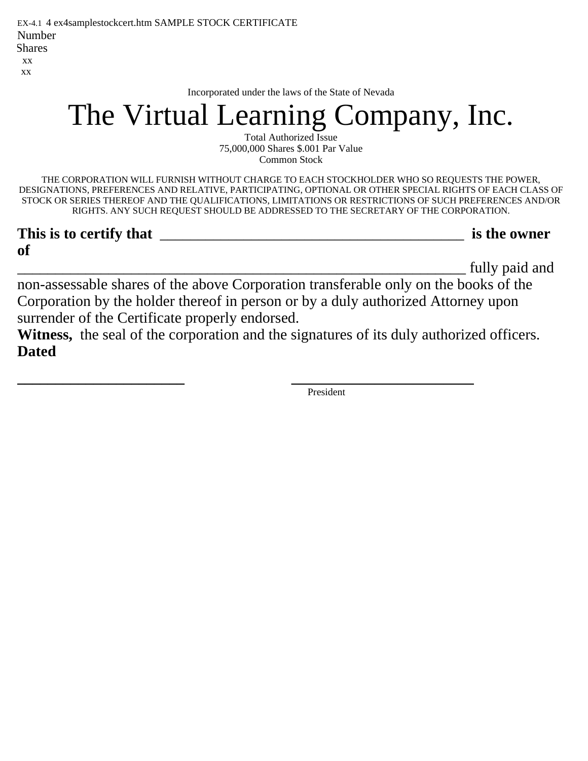EX-4.1 4 ex4samplestockcert.htm SAMPLE STOCK CERTIFICATE

Number
Shares
xx
xx

Incorporated under the laws of the State of Nevada

# The Virtual Learning Company, Inc.

Total Authorized Issue
75,000,000 Shares $.001 Par Value
Common Stock

THE CORPORATION WILL FURNISH WITHOUT CHARGE TO EACH STOCKHOLDER WHO SO REQUESTS THE POWER, DESIGNATIONS, PREFERENCES AND RELATIVE, PARTICIPATING, OPTIONAL OR OTHER SPECIAL RIGHTS OF EACH CLASS OF STOCK OR SERIES THEREOF AND THE QUALIFICATIONS, LIMITATIONS OR RESTRICTIONS OF SUCH PREFERENCES AND/OR RIGHTS. ANY SUCH REQUEST SHOULD BE ADDRESSED TO THE SECRETARY OF THE CORPORATION.

**This is to certify that** ________________________________________ **is the owner of**
____________________________________________________________ fully paid and non-assessable shares of the above Corporation transferable only on the books of the Corporation by the holder thereof in person or by a duly authorized Attorney upon surrender of the Certificate properly endorsed.

**Witness,** the seal of the corporation and the signatures of its duly authorized officers.

**Dated**

______________________ ________________________
President